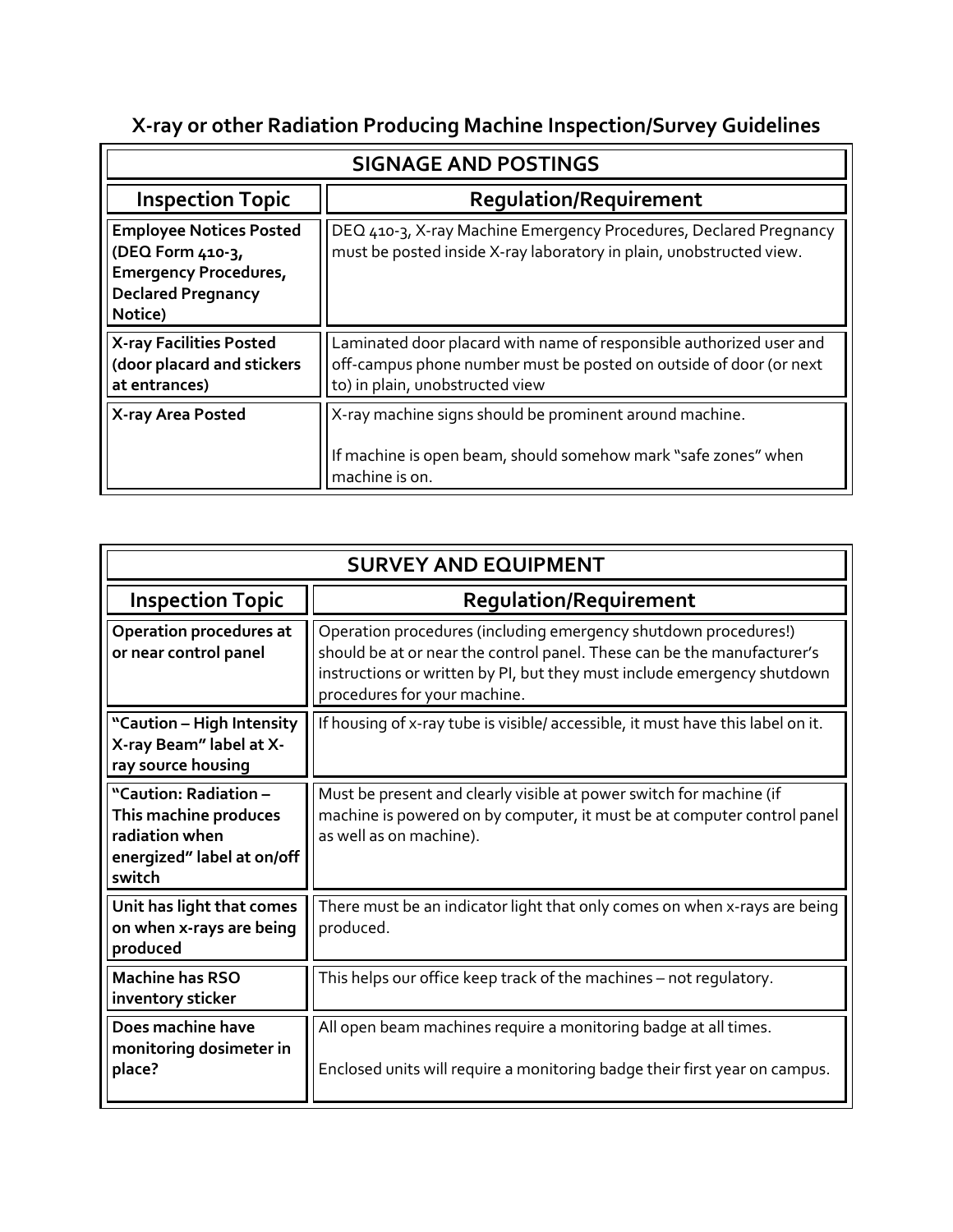# X-ray or other Radiation Producing Machine Inspection/Survey Guidelines

| SIGNAGE AND POSTINGS | |
|---|---|
| **Inspection Topic** | **Regulation/Requirement** |
| **Employee Notices Posted (DEQ Form 410-3, Emergency Procedures, Declared Pregnancy Notice)** | DEQ 410-3, X-ray Machine Emergency Procedures, Declared Pregnancy must be posted inside X-ray laboratory in plain, unobstructed view. |
| **X-ray Facilities Posted (door placard and stickers at entrances)** | Laminated door placard with name of responsible authorized user and off-campus phone number must be posted on outside of door (or next to) in plain, unobstructed view |
| **X-ray Area Posted** | X-ray machine signs should be prominent around machine.<br><br>If machine is open beam, should somehow mark "safe zones" when machine is on. |

| SURVEY AND EQUIPMENT | |
|---|---|
| **Inspection Topic** | **Regulation/Requirement** |
| **Operation procedures at or near control panel** | Operation procedures (including emergency shutdown procedures!) should be at or near the control panel. These can be the manufacturer's instructions or written by PI, but they must include emergency shutdown procedures for your machine. |
| **"Caution – High Intensity X-ray Beam" label at X-ray source housing** | If housing of x-ray tube is visible/ accessible, it must have this label on it. |
| **"Caution: Radiation – This machine produces radiation when energized" label at on/off switch** | Must be present and clearly visible at power switch for machine (if machine is powered on by computer, it must be at computer control panel as well as on machine). |
| **Unit has light that comes on when x-rays are being produced** | There must be an indicator light that only comes on when x-rays are being produced. |
| **Machine has RSO inventory sticker** | This helps our office keep track of the machines – not regulatory. |
| **Does machine have monitoring dosimeter in place?** | All open beam machines require a monitoring badge at all times.<br><br>Enclosed units will require a monitoring badge their first year on campus. |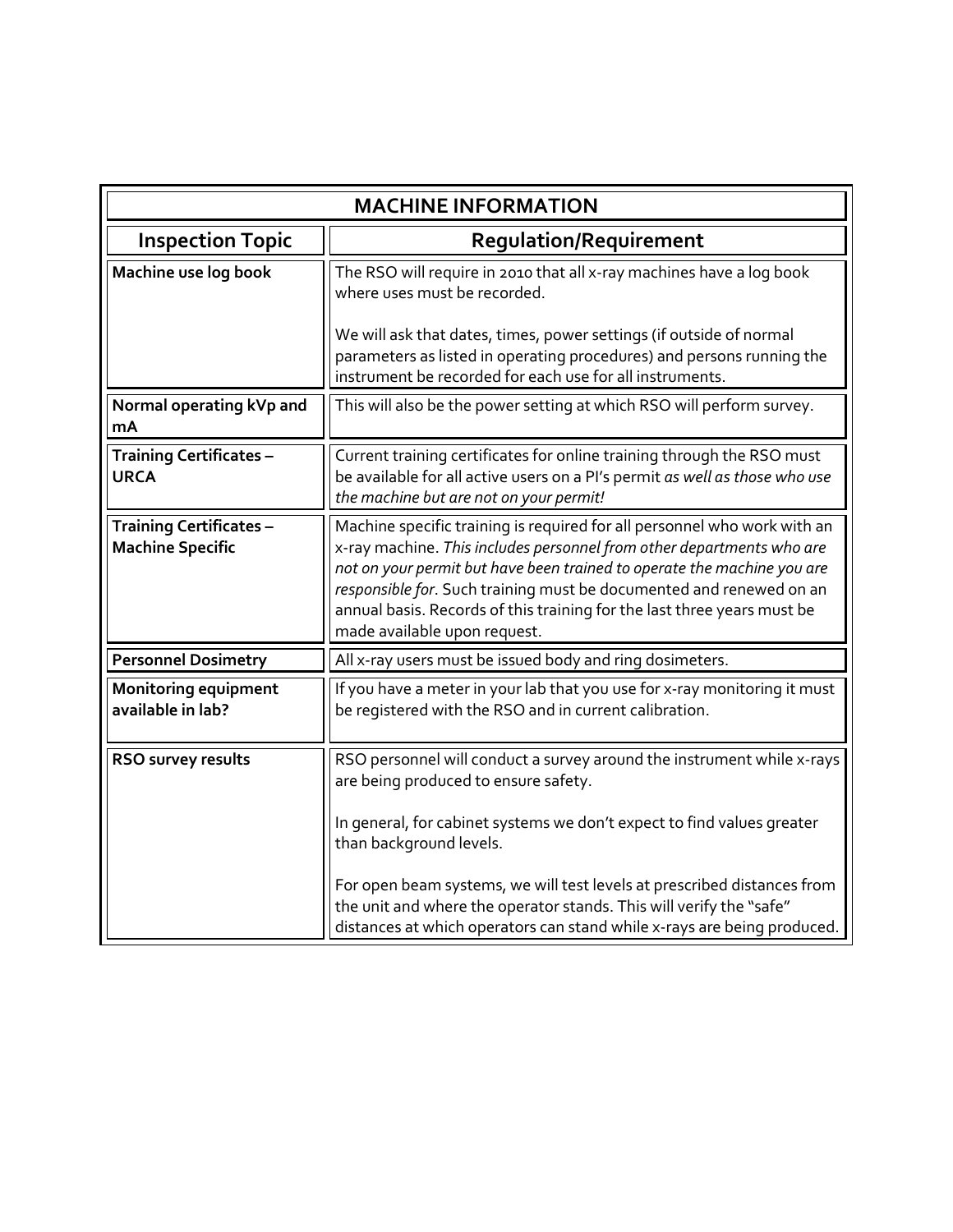| MACHINE INFORMATION | |
|---|---|
| **Inspection Topic** | **Regulation/Requirement** |
| **Machine use log book** | The RSO will require in 2010 that all x-ray machines have a log book where uses must be recorded.<br><br>We will ask that dates, times, power settings (if outside of normal parameters as listed in operating procedures) and persons running the instrument be recorded for each use for all instruments. |
| **Normal operating kVp and mA** | This will also be the power setting at which RSO will perform survey. |
| **Training Certificates – URCA** | Current training certificates for online training through the RSO must be available for all active users on a PI's permit *as well as those who use the machine but are not on your permit!* |
| **Training Certificates – Machine Specific** | Machine specific training is required for all personnel who work with an x-ray machine. *This includes personnel from other departments who are not on your permit but have been trained to operate the machine you are responsible for*. Such training must be documented and renewed on an annual basis. Records of this training for the last three years must be made available upon request. |
| **Personnel Dosimetry** | All x-ray users must be issued body and ring dosimeters. |
| **Monitoring equipment available in lab?** | If you have a meter in your lab that you use for x-ray monitoring it must be registered with the RSO and in current calibration. |
| **RSO survey results** | RSO personnel will conduct a survey around the instrument while x-rays are being produced to ensure safety.<br><br>In general, for cabinet systems we don't expect to find values greater than background levels.<br><br>For open beam systems, we will test levels at prescribed distances from the unit and where the operator stands. This will verify the "safe" distances at which operators can stand while x-rays are being produced. |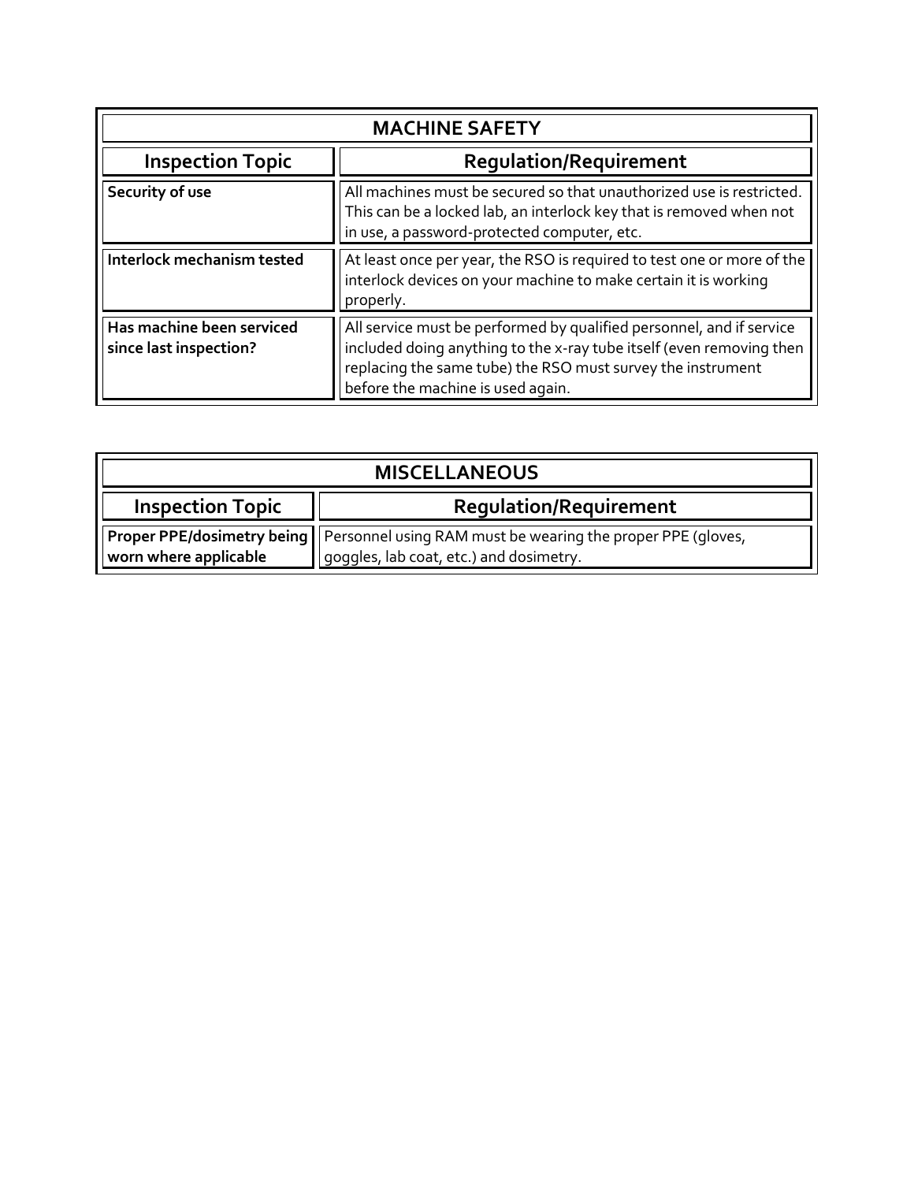| MACHINE SAFETY | |
|---|---|
| **Inspection Topic** | **Regulation/Requirement** |
| **Security of use** | All machines must be secured so that unauthorized use is restricted. This can be a locked lab, an interlock key that is removed when not in use, a password-protected computer, etc. |
| **Interlock mechanism tested** | At least once per year, the RSO is required to test one or more of the interlock devices on your machine to make certain it is working properly. |
| **Has machine been serviced since last inspection?** | All service must be performed by qualified personnel, and if service included doing anything to the x-ray tube itself (even removing then replacing the same tube) the RSO must survey the instrument before the machine is used again. |

| MISCELLANEOUS | |
|---|---|
| **Inspection Topic** | **Regulation/Requirement** |
| **Proper PPE/dosimetry being worn where applicable** | Personnel using RAM must be wearing the proper PPE (gloves, goggles, lab coat, etc.) and dosimetry. |